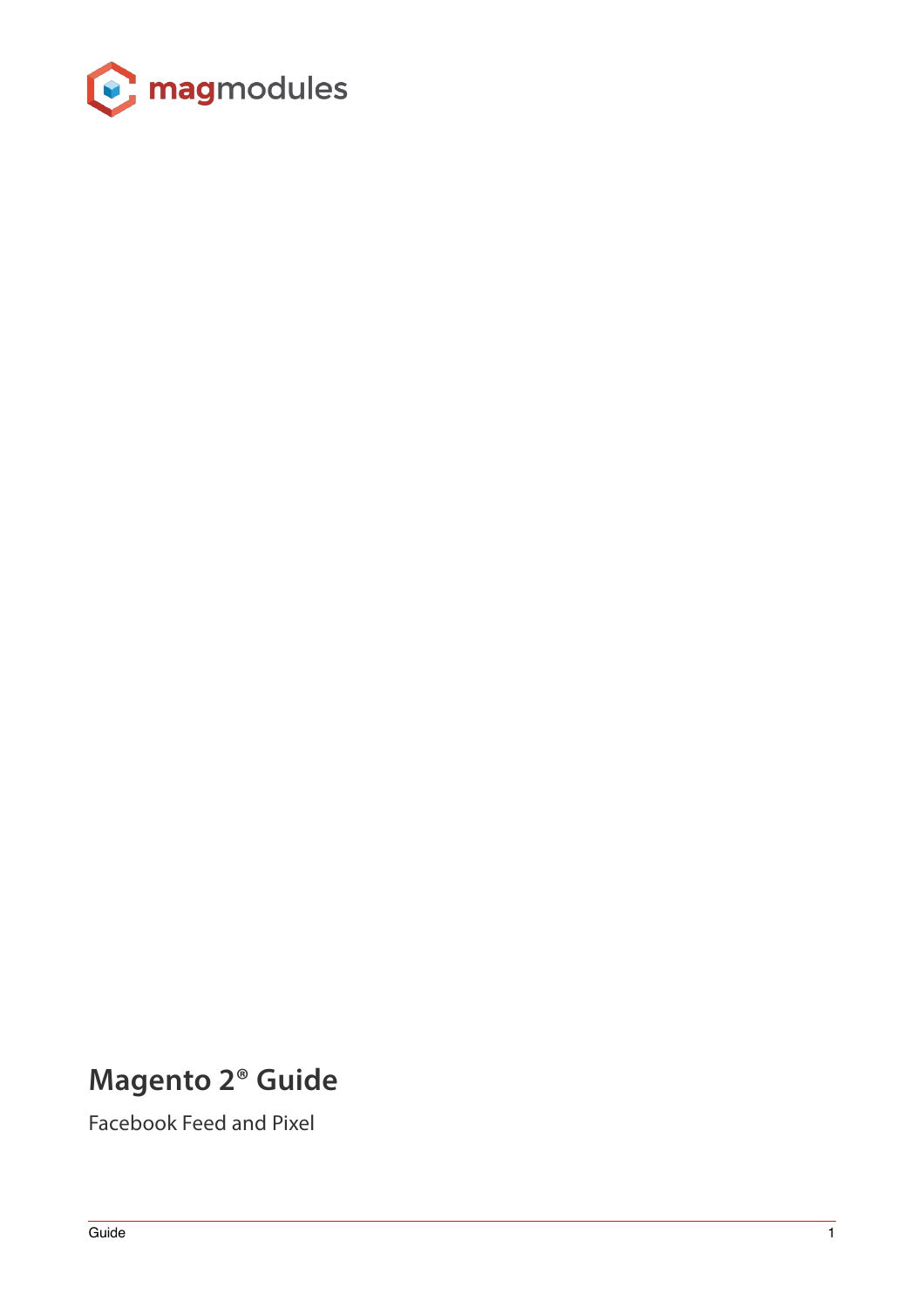magmodules

# Magento 2® Guide

Facebook Feed and Pixel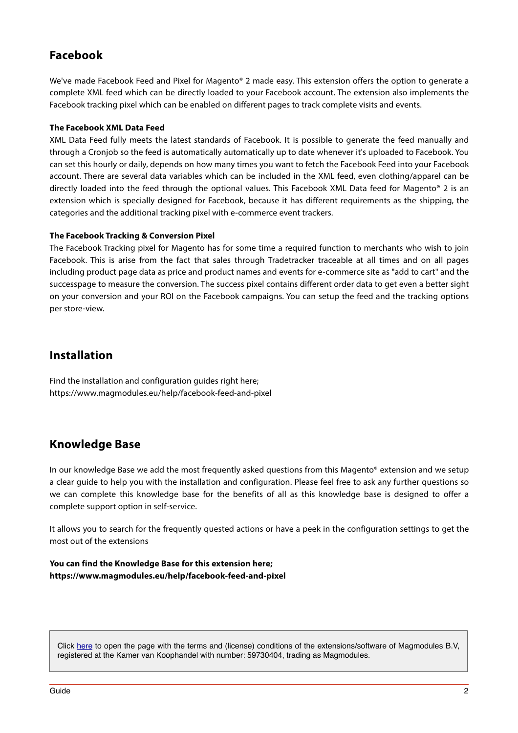## Facebook

We've made Facebook Feed and Pixel for Magento® 2 made easy. This extension offers the option to generate a complete XML feed which can be directly loaded to your Facebook account. The extension also implements the Facebook tracking pixel which can be enabled on different pages to track complete visits and events.

**The Facebook XML Data Feed**

XML Data Feed fully meets the latest standards of Facebook. It is possible to generate the feed manually and through a Cronjob so the feed is automatically automatically up to date whenever it's uploaded to Facebook. You can set this hourly or daily, depends on how many times you want to fetch the Facebook Feed into your Facebook account. There are several data variables which can be included in the XML feed, even clothing/apparel can be directly loaded into the feed through the optional values. This Facebook XML Data feed for Magento® 2 is an extension which is specially designed for Facebook, because it has different requirements as the shipping, the categories and the additional tracking pixel with e-commerce event trackers.

**The Facebook Tracking & Conversion Pixel**

The Facebook Tracking pixel for Magento has for some time a required function to merchants who wish to join Facebook. This is arise from the fact that sales through Tradetracker traceable at all times and on all pages including product page data as price and product names and events for e-commerce site as "add to cart" and the successpage to measure the conversion. The success pixel contains different order data to get even a better sight on your conversion and your ROI on the Facebook campaigns. You can setup the feed and the tracking options per store-view.

## Installation

Find the installation and configuration guides right here;
https://www.magmodules.eu/help/facebook-feed-and-pixel

## Knowledge Base

In our knowledge Base we add the most frequently asked questions from this Magento® extension and we setup a clear guide to help you with the installation and configuration. Please feel free to ask any further questions so we can complete this knowledge base for the benefits of all as this knowledge base is designed to offer a complete support option in self-service.

It allows you to search for the frequently quested actions or have a peek in the configuration settings to get the most out of the extensions

**You can find the Knowledge Base for this extension here;**
**https://www.magmodules.eu/help/facebook-feed-and-pixel**

Click here to open the page with the terms and (license) conditions of the extensions/software of Magmodules B.V, registered at the Kamer van Koophandel with number: 59730404, trading as Magmodules.